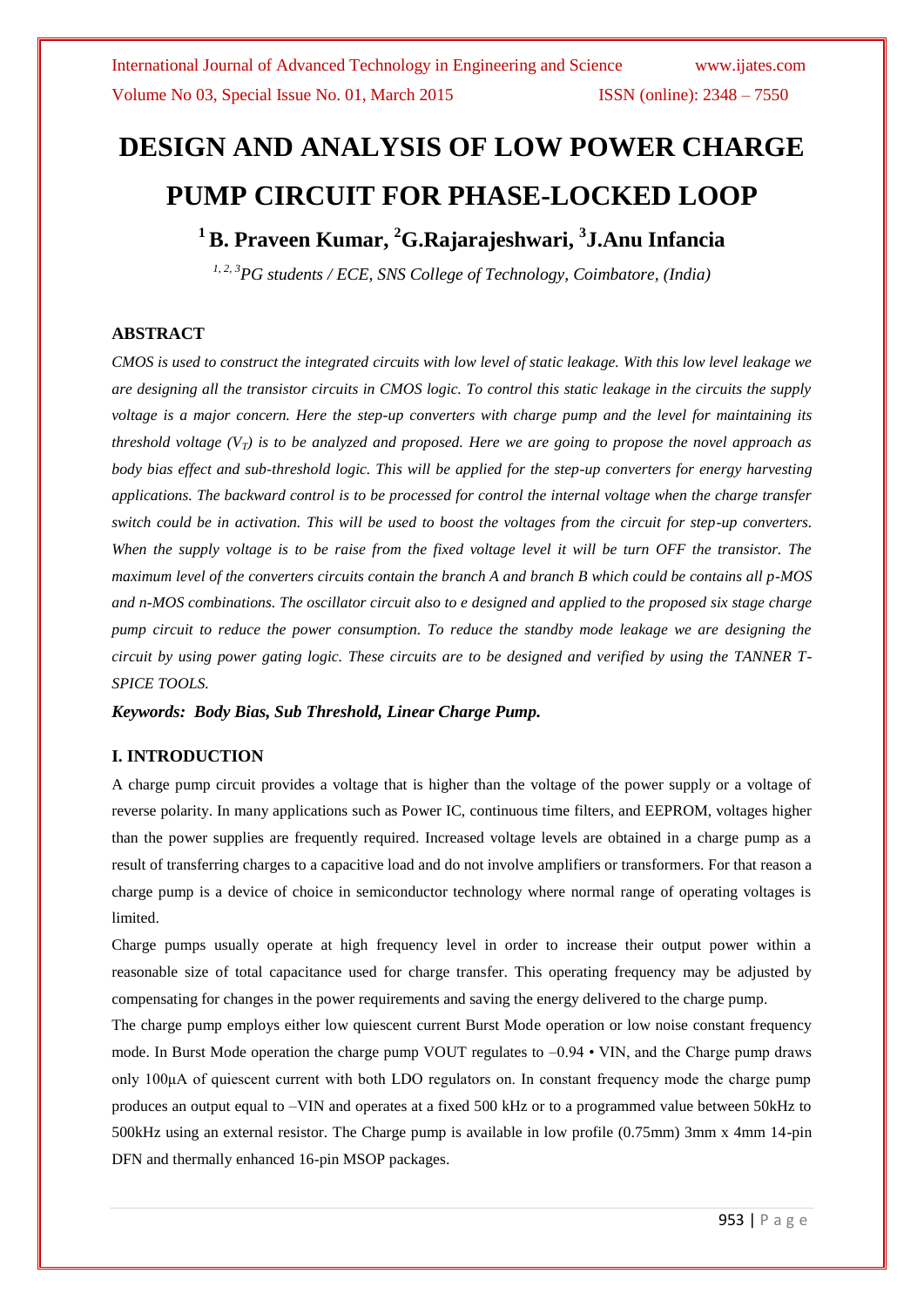# DESIGN AND ANALYSIS OF LOW POWER CHARGE PUMP CIRCUIT FOR PHASE-LOCKED LOOP

## [1] B. Praveen Kumar, [2] G.Rajarajeshwari, [3] J.Anu Infancia

*[1, 2, 3] PG students / ECE, SNS College of Technology, Coimbatore, (India)*

### ABSTRACT

*CMOS is used to construct the integrated circuits with low level of static leakage. With this low level leakage we are designing all the transistor circuits in CMOS logic. To control this static leakage in the circuits the supply voltage is a major concern. Here the step-up converters with charge pump and the level for maintaining its threshold voltage ($V_T$) is to be analyzed and proposed. Here we are going to propose the novel approach as body bias effect and sub-threshold logic. This will be applied for the step-up converters for energy harvesting applications. The backward control is to be processed for control the internal voltage when the charge transfer switch could be in activation. This will be used to boost the voltages from the circuit for step-up converters. When the supply voltage is to be raise from the fixed voltage level it will be turn OFF the transistor. The maximum level of the converters circuits contain the branch A and branch B which could be contains all p-MOS and n-MOS combinations. The oscillator circuit also to e designed and applied to the proposed six stage charge pump circuit to reduce the power consumption. To reduce the standby mode leakage we are designing the circuit by using power gating logic. These circuits are to be designed and verified by using the TANNER T-SPICE TOOLS.*

***Keywords:** Body Bias, Sub Threshold, Linear Charge Pump.*

### I. INTRODUCTION

A charge pump circuit provides a voltage that is higher than the voltage of the power supply or a voltage of reverse polarity. In many applications such as Power IC, continuous time filters, and EEPROM, voltages higher than the power supplies are frequently required. Increased voltage levels are obtained in a charge pump as a result of transferring charges to a capacitive load and do not involve amplifiers or transformers. For that reason a charge pump is a device of choice in semiconductor technology where normal range of operating voltages is limited.

Charge pumps usually operate at high frequency level in order to increase their output power within a reasonable size of total capacitance used for charge transfer. This operating frequency may be adjusted by compensating for changes in the power requirements and saving the energy delivered to the charge pump.

The charge pump employs either low quiescent current Burst Mode operation or low noise constant frequency mode. In Burst Mode operation the charge pump VOUT regulates to –0.94 • VIN, and the Charge pump draws only 100μA of quiescent current with both LDO regulators on. In constant frequency mode the charge pump produces an output equal to –VIN and operates at a fixed 500 kHz or to a programmed value between 50kHz to 500kHz using an external resistor. The Charge pump is available in low profile (0.75mm) 3mm x 4mm 14-pin DFN and thermally enhanced 16-pin MSOP packages.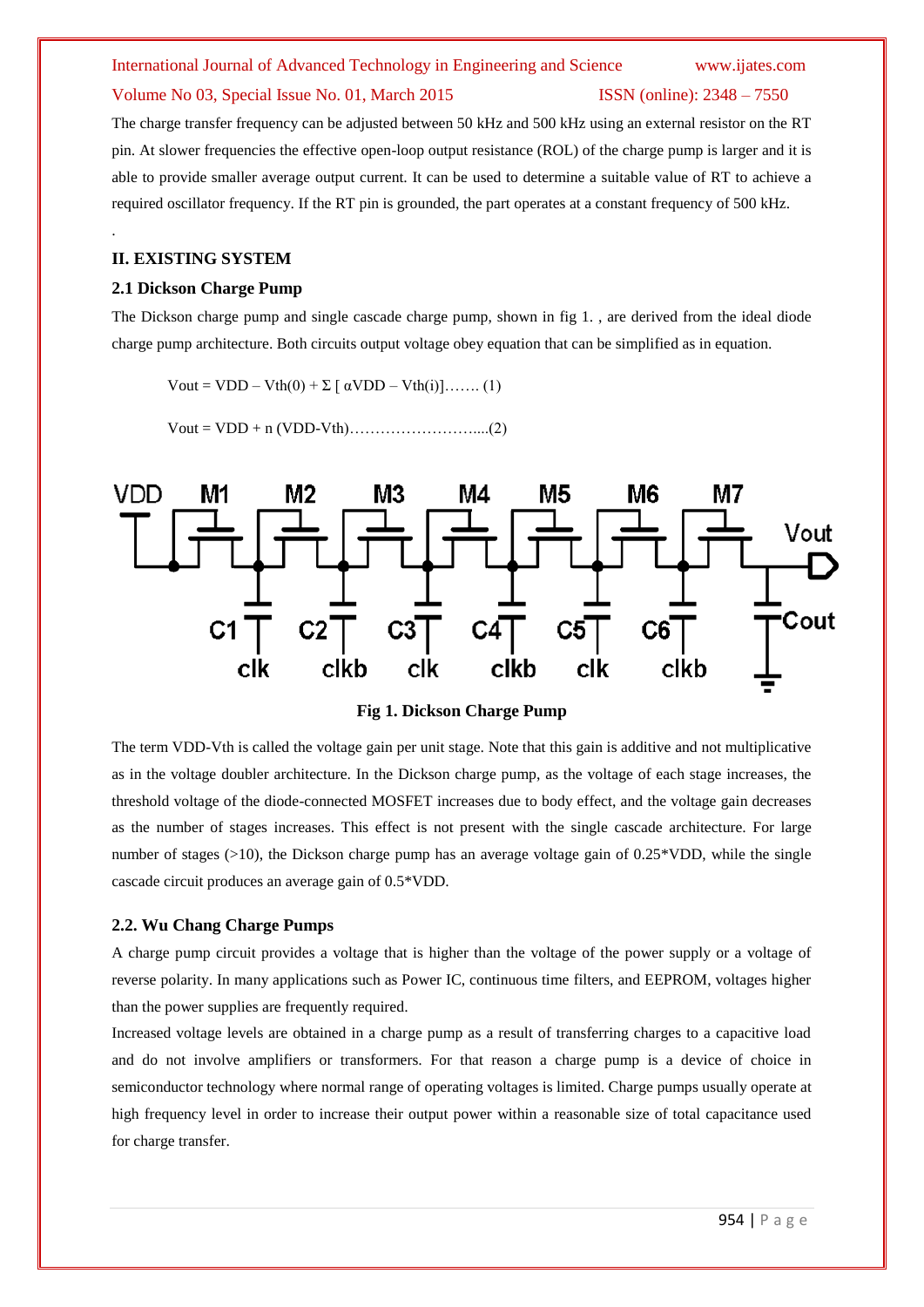The charge transfer frequency can be adjusted between 50 kHz and 500 kHz using an external resistor on the RT pin. At slower frequencies the effective open-loop output resistance (ROL) of the charge pump is larger and it is able to provide smaller average output current. It can be used to determine a suitable value of RT to achieve a required oscillator frequency. If the RT pin is grounded, the part operates at a constant frequency of 500 kHz.

.

## II. EXISTING SYSTEM

### 2.1 Dickson Charge Pump

The Dickson charge pump and single cascade charge pump, shown in fig 1. , are derived from the ideal diode charge pump architecture. Both circuits output voltage obey equation that can be simplified as in equation.

$$V_{out} = V_{DD} - V_{th}(0) + \Sigma [\, \alpha V_{DD} - V_{th}(i)] \quad \ldots\ldots (1)$$

$$V_{out} = V_{DD} + n\,(V_{DD} - V_{th}) \quad \ldots\ldots (2)$$

**Fig 1. Dickson Charge Pump**

The term VDD-Vth is called the voltage gain per unit stage. Note that this gain is additive and not multiplicative as in the voltage doubler architecture. In the Dickson charge pump, as the voltage of each stage increases, the threshold voltage of the diode-connected MOSFET increases due to body effect, and the voltage gain decreases as the number of stages increases. This effect is not present with the single cascade architecture. For large number of stages (>10), the Dickson charge pump has an average voltage gain of 0.25*VDD, while the single cascade circuit produces an average gain of 0.5*VDD.

### 2.2. Wu Chang Charge Pumps

A charge pump circuit provides a voltage that is higher than the voltage of the power supply or a voltage of reverse polarity. In many applications such as Power IC, continuous time filters, and EEPROM, voltages higher than the power supplies are frequently required.

Increased voltage levels are obtained in a charge pump as a result of transferring charges to a capacitive load and do not involve amplifiers or transformers. For that reason a charge pump is a device of choice in semiconductor technology where normal range of operating voltages is limited. Charge pumps usually operate at high frequency level in order to increase their output power within a reasonable size of total capacitance used for charge transfer.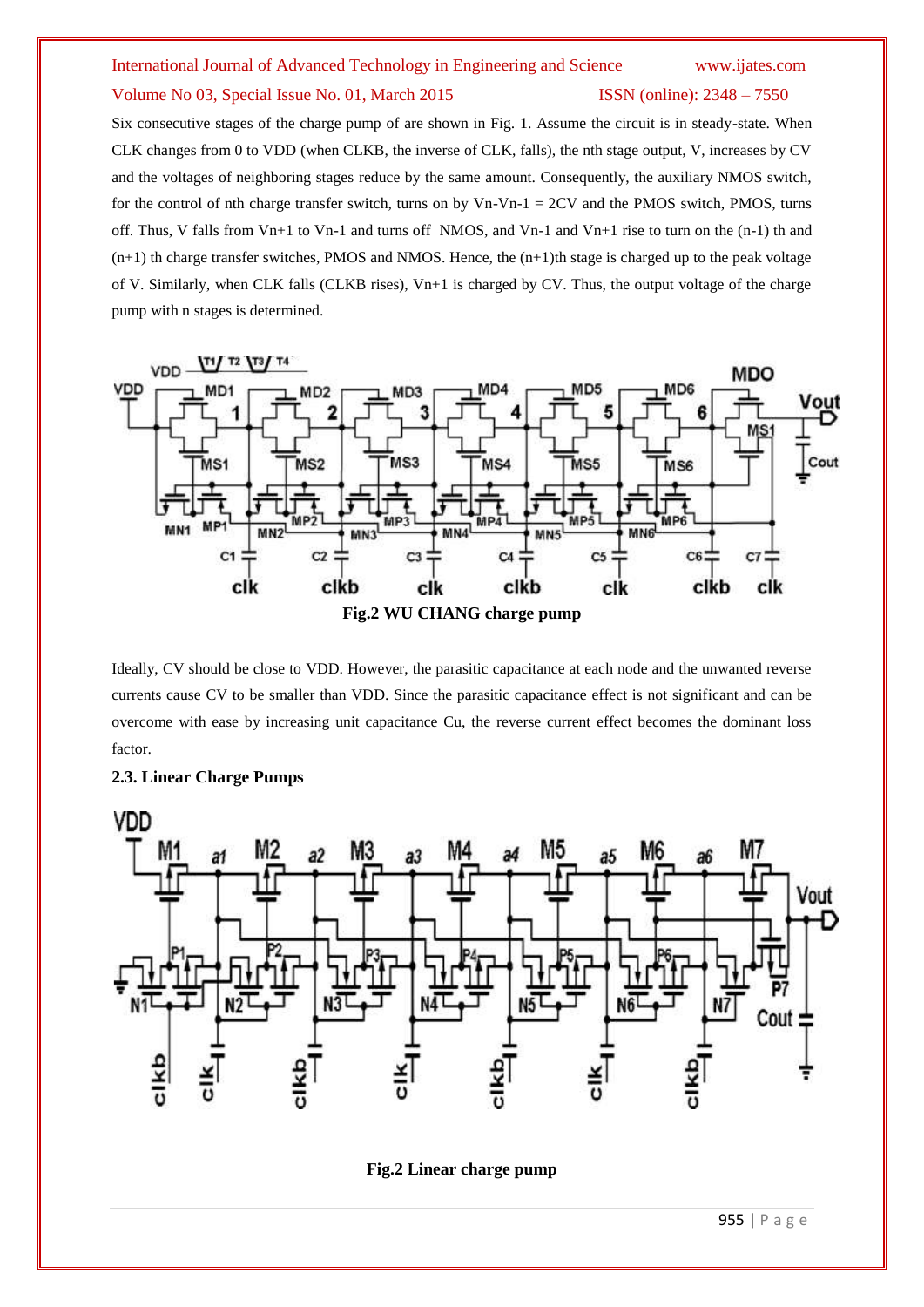Six consecutive stages of the charge pump of are shown in Fig. 1. Assume the circuit is in steady-state. When CLK changes from 0 to VDD (when CLKB, the inverse of CLK, falls), the nth stage output, V, increases by CV and the voltages of neighboring stages reduce by the same amount. Consequently, the auxiliary NMOS switch, for the control of nth charge transfer switch, turns on by Vn-Vn-1 = 2CV and the PMOS switch, PMOS, turns off. Thus, V falls from Vn+1 to Vn-1 and turns off NMOS, and Vn-1 and Vn+1 rise to turn on the (n-1) th and (n+1) th charge transfer switches, PMOS and NMOS. Hence, the (n+1)th stage is charged up to the peak voltage of V. Similarly, when CLK falls (CLKB rises), Vn+1 is charged by CV. Thus, the output voltage of the charge pump with n stages is determined.

**Fig.2 WU CHANG charge pump**

Ideally, CV should be close to VDD. However, the parasitic capacitance at each node and the unwanted reverse currents cause CV to be smaller than VDD. Since the parasitic capacitance effect is not significant and can be overcome with ease by increasing unit capacitance Cu, the reverse current effect becomes the dominant loss factor.

### 2.3. Linear Charge Pumps

**Fig.2 Linear charge pump**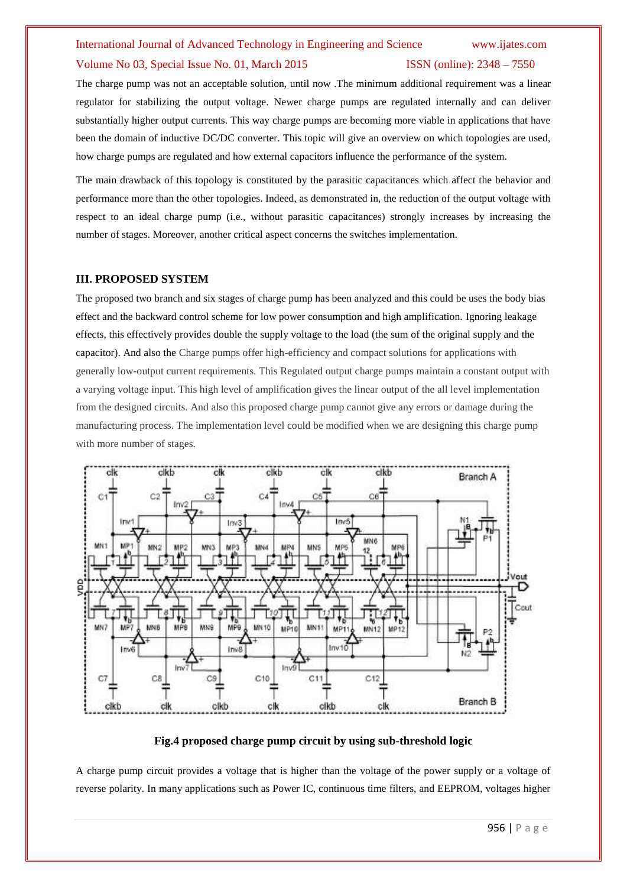The charge pump was not an acceptable solution, until now .The minimum additional requirement was a linear regulator for stabilizing the output voltage. Newer charge pumps are regulated internally and can deliver substantially higher output currents. This way charge pumps are becoming more viable in applications that have been the domain of inductive DC/DC converter. This topic will give an overview on which topologies are used, how charge pumps are regulated and how external capacitors influence the performance of the system.

The main drawback of this topology is constituted by the parasitic capacitances which affect the behavior and performance more than the other topologies. Indeed, as demonstrated in, the reduction of the output voltage with respect to an ideal charge pump (i.e., without parasitic capacitances) strongly increases by increasing the number of stages. Moreover, another critical aspect concerns the switches implementation.

## III. PROPOSED SYSTEM

The proposed two branch and six stages of charge pump has been analyzed and this could be uses the body bias effect and the backward control scheme for low power consumption and high amplification. Ignoring leakage effects, this effectively provides double the supply voltage to the load (the sum of the original supply and the capacitor). And also the Charge pumps offer high-efficiency and compact solutions for applications with generally low-output current requirements. This Regulated output charge pumps maintain a constant output with a varying voltage input. This high level of amplification gives the linear output of the all level implementation from the designed circuits. And also this proposed charge pump cannot give any errors or damage during the manufacturing process. The implementation level could be modified when we are designing this charge pump with more number of stages.

**Fig.4 proposed charge pump circuit by using sub-threshold logic**

A charge pump circuit provides a voltage that is higher than the voltage of the power supply or a voltage of reverse polarity. In many applications such as Power IC, continuous time filters, and EEPROM, voltages higher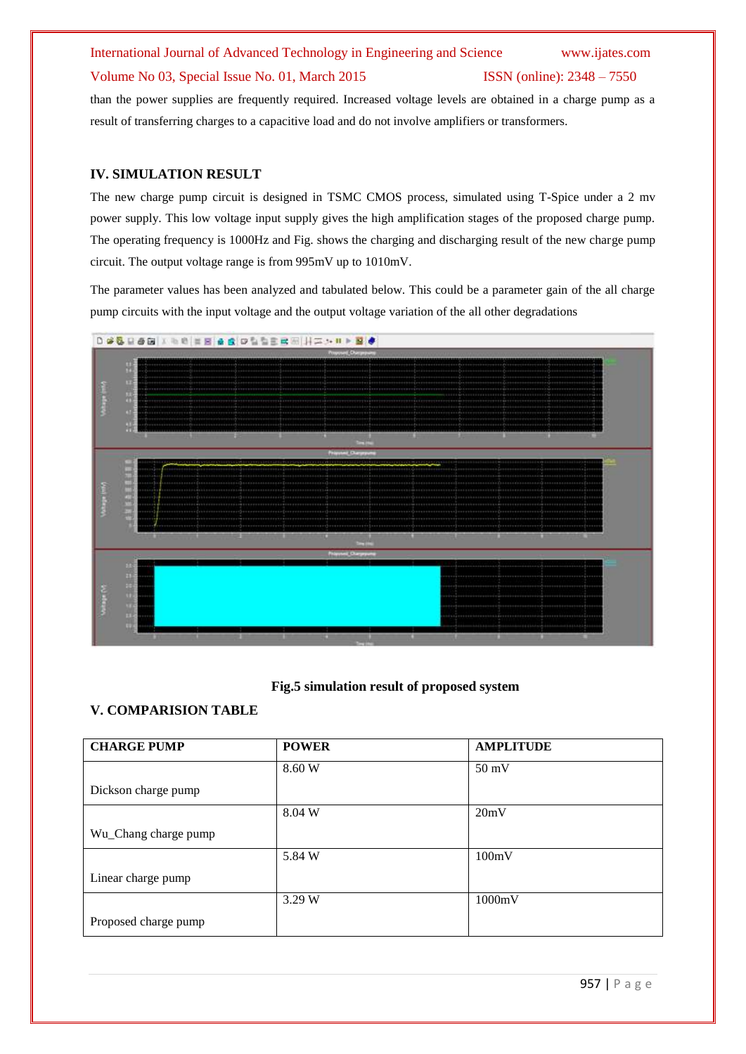than the power supplies are frequently required. Increased voltage levels are obtained in a charge pump as a result of transferring charges to a capacitive load and do not involve amplifiers or transformers.

## IV. SIMULATION RESULT

The new charge pump circuit is designed in TSMC CMOS process, simulated using T-Spice under a 2 mv power supply. This low voltage input supply gives the high amplification stages of the proposed charge pump. The operating frequency is 1000Hz and Fig. shows the charging and discharging result of the new charge pump circuit. The output voltage range is from 995mV up to 1010mV.

The parameter values has been analyzed and tabulated below. This could be a parameter gain of the all charge pump circuits with the input voltage and the output voltage variation of the all other degradations

**Fig.5 simulation result of proposed system**

## V. COMPARISION TABLE

| CHARGE PUMP | POWER | AMPLITUDE |
|---|---|---|
| Dickson charge pump | 8.60 W | 50 mV |
| Wu_Chang charge pump | 8.04 W | 20mV |
| Linear charge pump | 5.84 W | 100mV |
| Proposed charge pump | 3.29 W | 1000mV |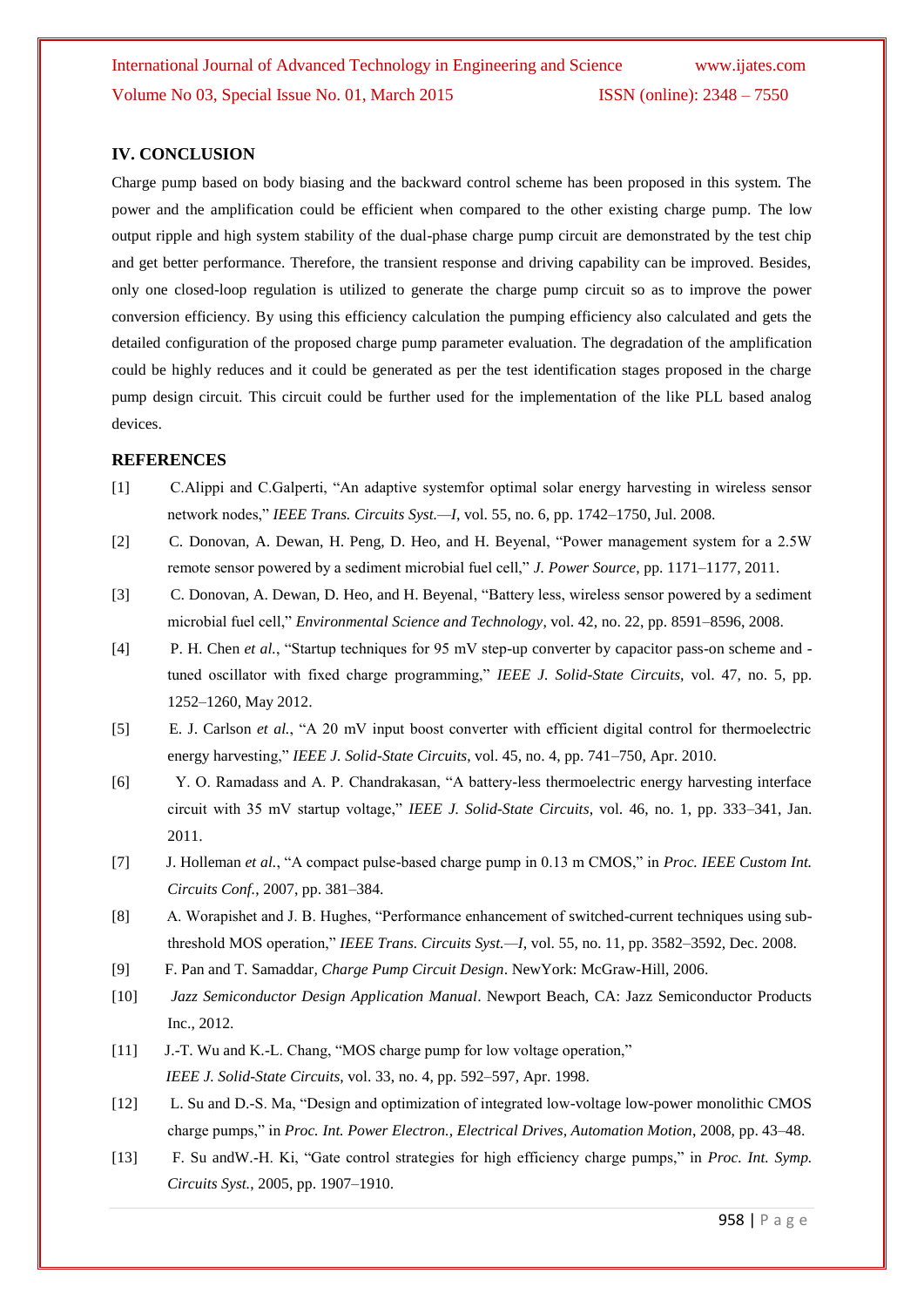## IV. CONCLUSION

Charge pump based on body biasing and the backward control scheme has been proposed in this system. The power and the amplification could be efficient when compared to the other existing charge pump. The low output ripple and high system stability of the dual-phase charge pump circuit are demonstrated by the test chip and get better performance. Therefore, the transient response and driving capability can be improved. Besides, only one closed-loop regulation is utilized to generate the charge pump circuit so as to improve the power conversion efficiency. By using this efficiency calculation the pumping efficiency also calculated and gets the detailed configuration of the proposed charge pump parameter evaluation. The degradation of the amplification could be highly reduces and it could be generated as per the test identification stages proposed in the charge pump design circuit. This circuit could be further used for the implementation of the like PLL based analog devices.

## REFERENCES

[1] C.Alippi and C.Galperti, "An adaptive systemfor optimal solar energy harvesting in wireless sensor network nodes," *IEEE Trans. Circuits Syst.—I*, vol. 55, no. 6, pp. 1742–1750, Jul. 2008.

[2] C. Donovan, A. Dewan, H. Peng, D. Heo, and H. Beyenal, "Power management system for a 2.5W remote sensor powered by a sediment microbial fuel cell," *J. Power Source*, pp. 1171–1177, 2011.

[3] C. Donovan, A. Dewan, D. Heo, and H. Beyenal, "Battery less, wireless sensor powered by a sediment microbial fuel cell," *Environmental Science and Technology*, vol. 42, no. 22, pp. 8591–8596, 2008.

[4] P. H. Chen *et al.*, "Startup techniques for 95 mV step-up converter by capacitor pass-on scheme and -tuned oscillator with fixed charge programming," *IEEE J. Solid-State Circuits*, vol. 47, no. 5, pp. 1252–1260, May 2012.

[5] E. J. Carlson *et al.*, "A 20 mV input boost converter with efficient digital control for thermoelectric energy harvesting," *IEEE J. Solid-State Circuits*, vol. 45, no. 4, pp. 741–750, Apr. 2010.

[6] Y. O. Ramadass and A. P. Chandrakasan, "A battery-less thermoelectric energy harvesting interface circuit with 35 mV startup voltage," *IEEE J. Solid-State Circuits*, vol. 46, no. 1, pp. 333–341, Jan. 2011.

[7] J. Holleman *et al.*, "A compact pulse-based charge pump in 0.13 m CMOS," in *Proc. IEEE Custom Int. Circuits Conf.*, 2007, pp. 381–384.

[8] A. Worapishet and J. B. Hughes, "Performance enhancement of switched-current techniques using sub-threshold MOS operation," *IEEE Trans. Circuits Syst.—I*, vol. 55, no. 11, pp. 3582–3592, Dec. 2008.

[9] F. Pan and T. Samaddar, *Charge Pump Circuit Design*. NewYork: McGraw-Hill, 2006.

[10] *Jazz Semiconductor Design Application Manual*. Newport Beach, CA: Jazz Semiconductor Products Inc., 2012.

[11] J.-T. Wu and K.-L. Chang, "MOS charge pump for low voltage operation," *IEEE J. Solid-State Circuits*, vol. 33, no. 4, pp. 592–597, Apr. 1998.

[12] L. Su and D.-S. Ma, "Design and optimization of integrated low-voltage low-power monolithic CMOS charge pumps," in *Proc. Int. Power Electron., Electrical Drives, Automation Motion*, 2008, pp. 43–48.

[13] F. Su andW.-H. Ki, "Gate control strategies for high efficiency charge pumps," in *Proc. Int. Symp. Circuits Syst.*, 2005, pp. 1907–1910.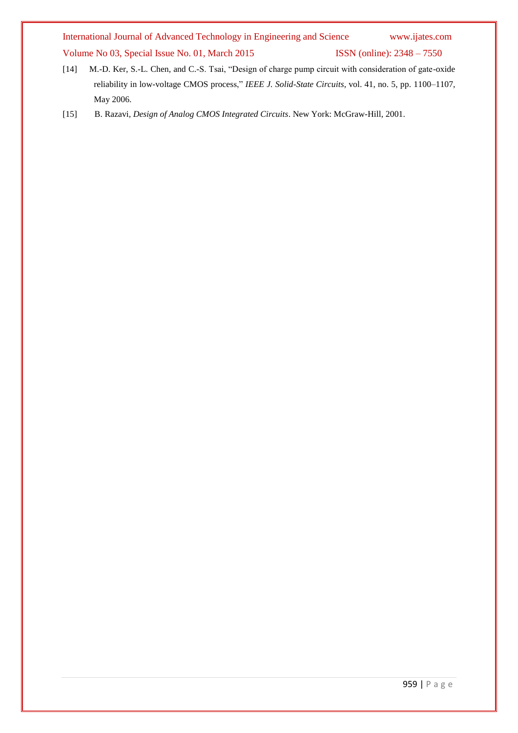[14] M.-D. Ker, S.-L. Chen, and C.-S. Tsai, "Design of charge pump circuit with consideration of gate-oxide reliability in low-voltage CMOS process," *IEEE J. Solid-State Circuits*, vol. 41, no. 5, pp. 1100–1107, May 2006.

[15] B. Razavi, *Design of Analog CMOS Integrated Circuits*. New York: McGraw-Hill, 2001.